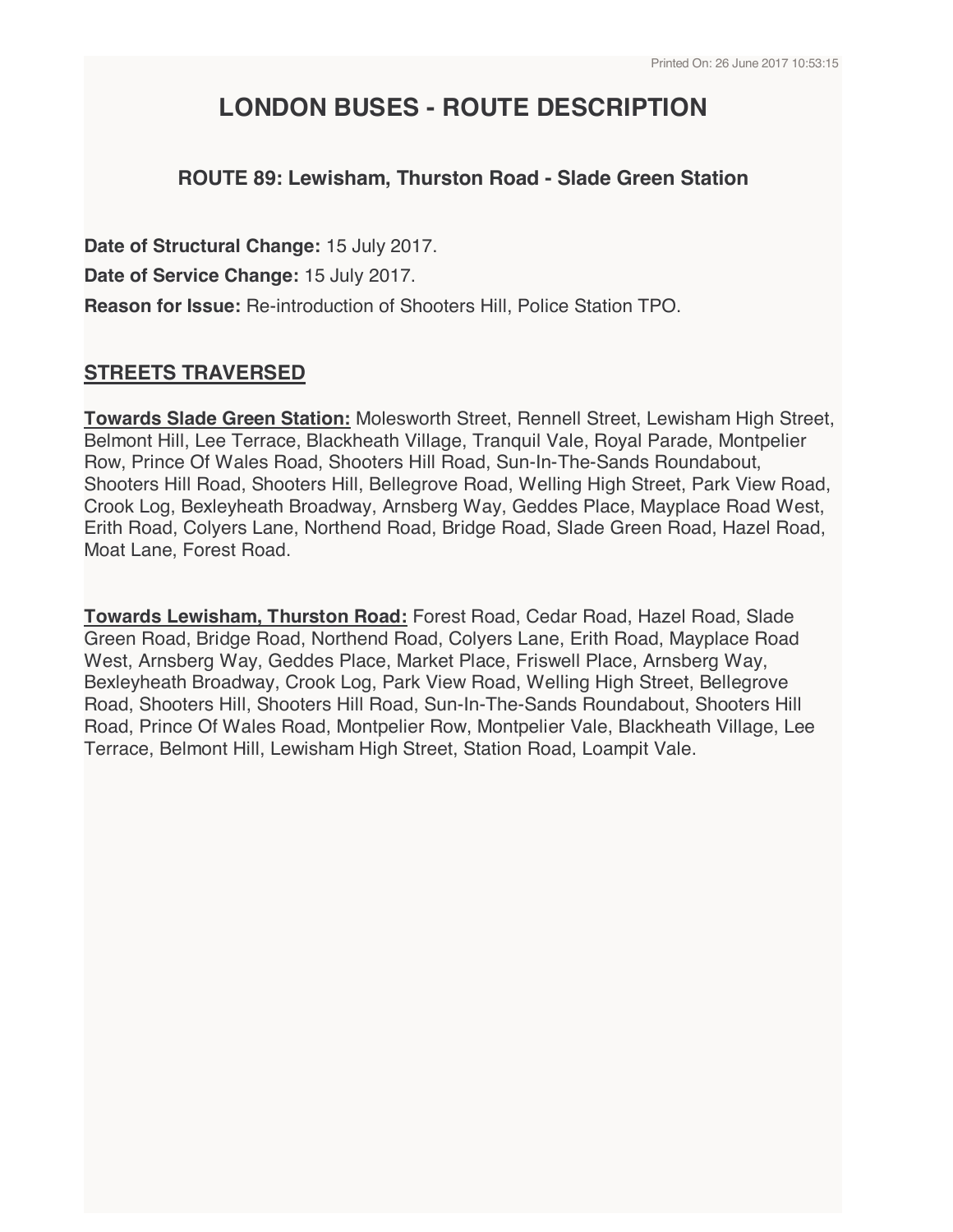# LONDON BUSES - ROUTE DESCRIPTION

### ROUTE 89: Lewisham, Thurston Road - Slade Green Station

**Date of Structural Change:** 15 July 2017.

**Date of Service Change:** 15 July 2017.

**Reason for Issue:** Re-introduction of Shooters Hill, Police Station TPO.

## STREETS TRAVERSED

**Towards Slade Green Station:** Molesworth Street, Rennell Street, Lewisham High Street, Belmont Hill, Lee Terrace, Blackheath Village, Tranquil Vale, Royal Parade, Montpelier Row, Prince Of Wales Road, Shooters Hill Road, Sun-In-The-Sands Roundabout, Shooters Hill Road, Shooters Hill, Bellegrove Road, Welling High Street, Park View Road, Crook Log, Bexleyheath Broadway, Arnsberg Way, Geddes Place, Mayplace Road West, Erith Road, Colyers Lane, Northend Road, Bridge Road, Slade Green Road, Hazel Road, Moat Lane, Forest Road.

**Towards Lewisham, Thurston Road:** Forest Road, Cedar Road, Hazel Road, Slade Green Road, Bridge Road, Northend Road, Colyers Lane, Erith Road, Mayplace Road West, Arnsberg Way, Geddes Place, Market Place, Friswell Place, Arnsberg Way, Bexleyheath Broadway, Crook Log, Park View Road, Welling High Street, Bellegrove Road, Shooters Hill, Shooters Hill Road, Sun-In-The-Sands Roundabout, Shooters Hill Road, Prince Of Wales Road, Montpelier Row, Montpelier Vale, Blackheath Village, Lee Terrace, Belmont Hill, Lewisham High Street, Station Road, Loampit Vale.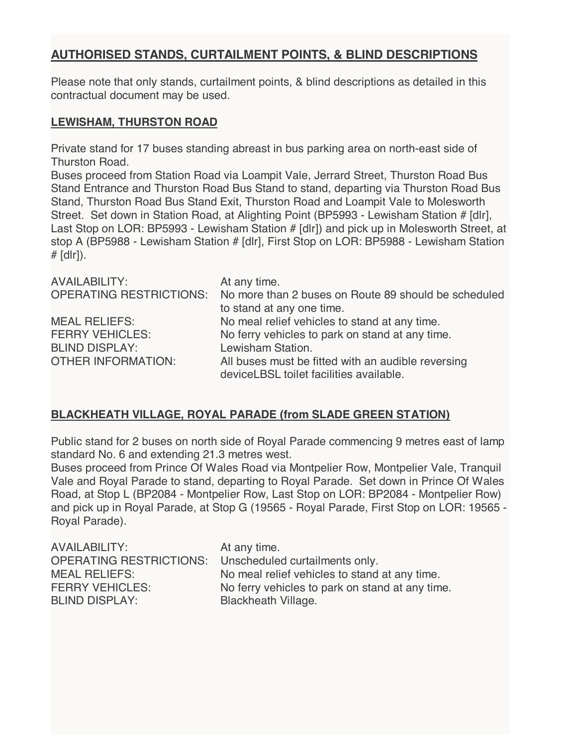## AUTHORISED STANDS, CURTAILMENT POINTS, & BLIND DESCRIPTIONS

Please note that only stands, curtailment points, & blind descriptions as detailed in this contractual document may be used.

### LEWISHAM, THURSTON ROAD

Private stand for 17 buses standing abreast in bus parking area on north-east side of Thurston Road.
Buses proceed from Station Road via Loampit Vale, Jerrard Street, Thurston Road Bus Stand Entrance and Thurston Road Bus Stand to stand, departing via Thurston Road Bus Stand, Thurston Road Bus Stand Exit, Thurston Road and Loampit Vale to Molesworth Street. Set down in Station Road, at Alighting Point (BP5993 - Lewisham Station # [dlr], Last Stop on LOR: BP5993 - Lewisham Station # [dlr]) and pick up in Molesworth Street, at stop A (BP5988 - Lewisham Station # [dlr], First Stop on LOR: BP5988 - Lewisham Station # [dlr]).

| | |
|---|---|
| AVAILABILITY: | At any time. |
| OPERATING RESTRICTIONS: | No more than 2 buses on Route 89 should be scheduled to stand at any one time. |
| MEAL RELIEFS: | No meal relief vehicles to stand at any time. |
| FERRY VEHICLES: | No ferry vehicles to park on stand at any time. |
| BLIND DISPLAY: | Lewisham Station. |
| OTHER INFORMATION: | All buses must be fitted with an audible reversing deviceLBSL toilet facilities available. |

### BLACKHEATH VILLAGE, ROYAL PARADE (from SLADE GREEN STATION)

Public stand for 2 buses on north side of Royal Parade commencing 9 metres east of lamp standard No. 6 and extending 21.3 metres west.
Buses proceed from Prince Of Wales Road via Montpelier Row, Montpelier Vale, Tranquil Vale and Royal Parade to stand, departing to Royal Parade. Set down in Prince Of Wales Road, at Stop L (BP2084 - Montpelier Row, Last Stop on LOR: BP2084 - Montpelier Row) and pick up in Royal Parade, at Stop G (19565 - Royal Parade, First Stop on LOR: 19565 - Royal Parade).

| | |
|---|---|
| AVAILABILITY: | At any time. |
| OPERATING RESTRICTIONS: | Unscheduled curtailments only. |
| MEAL RELIEFS: | No meal relief vehicles to stand at any time. |
| FERRY VEHICLES: | No ferry vehicles to park on stand at any time. |
| BLIND DISPLAY: | Blackheath Village. |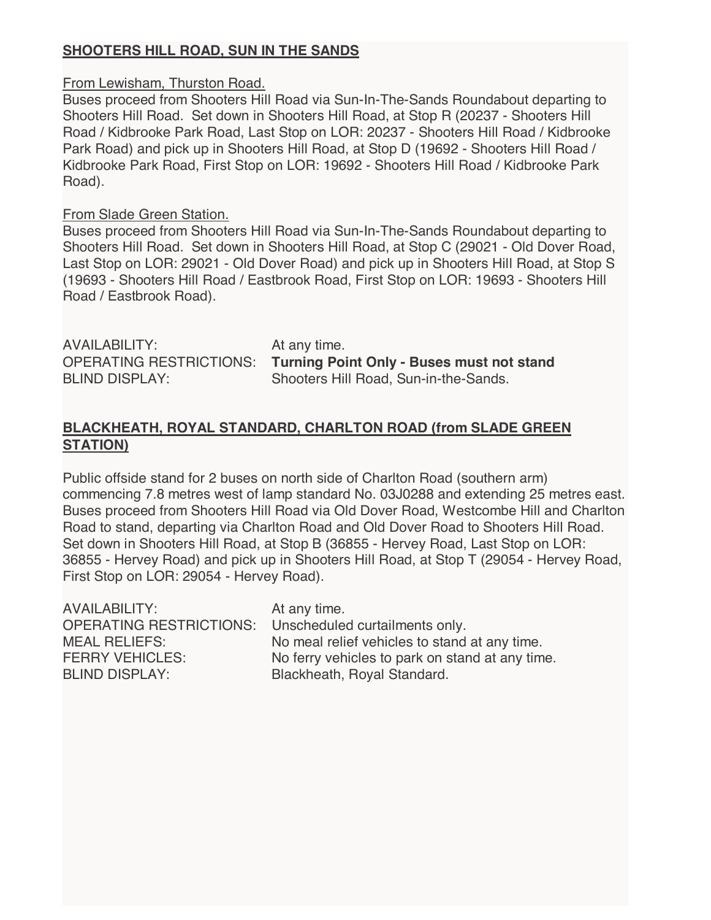**SHOOTERS HILL ROAD, SUN IN THE SANDS**

From Lewisham, Thurston Road.

Buses proceed from Shooters Hill Road via Sun-In-The-Sands Roundabout departing to Shooters Hill Road. Set down in Shooters Hill Road, at Stop R (20237 - Shooters Hill Road / Kidbrooke Park Road, Last Stop on LOR: 20237 - Shooters Hill Road / Kidbrooke Park Road) and pick up in Shooters Hill Road, at Stop D (19692 - Shooters Hill Road / Kidbrooke Park Road, First Stop on LOR: 19692 - Shooters Hill Road / Kidbrooke Park Road).

From Slade Green Station.

Buses proceed from Shooters Hill Road via Sun-In-The-Sands Roundabout departing to Shooters Hill Road. Set down in Shooters Hill Road, at Stop C (29021 - Old Dover Road, Last Stop on LOR: 29021 - Old Dover Road) and pick up in Shooters Hill Road, at Stop S (19693 - Shooters Hill Road / Eastbrook Road, First Stop on LOR: 19693 - Shooters Hill Road / Eastbrook Road).

AVAILABILITY: At any time.
OPERATING RESTRICTIONS: **Turning Point Only - Buses must not stand**
BLIND DISPLAY: Shooters Hill Road, Sun-in-the-Sands.

**BLACKHEATH, ROYAL STANDARD, CHARLTON ROAD (from SLADE GREEN STATION)**

Public offside stand for 2 buses on north side of Charlton Road (southern arm) commencing 7.8 metres west of lamp standard No. 03J0288 and extending 25 metres east. Buses proceed from Shooters Hill Road via Old Dover Road, Westcombe Hill and Charlton Road to stand, departing via Charlton Road and Old Dover Road to Shooters Hill Road. Set down in Shooters Hill Road, at Stop B (36855 - Hervey Road, Last Stop on LOR: 36855 - Hervey Road) and pick up in Shooters Hill Road, at Stop T (29054 - Hervey Road, First Stop on LOR: 29054 - Hervey Road).

AVAILABILITY: At any time.
OPERATING RESTRICTIONS: Unscheduled curtailments only.
MEAL RELIEFS: No meal relief vehicles to stand at any time.
FERRY VEHICLES: No ferry vehicles to park on stand at any time.
BLIND DISPLAY: Blackheath, Royal Standard.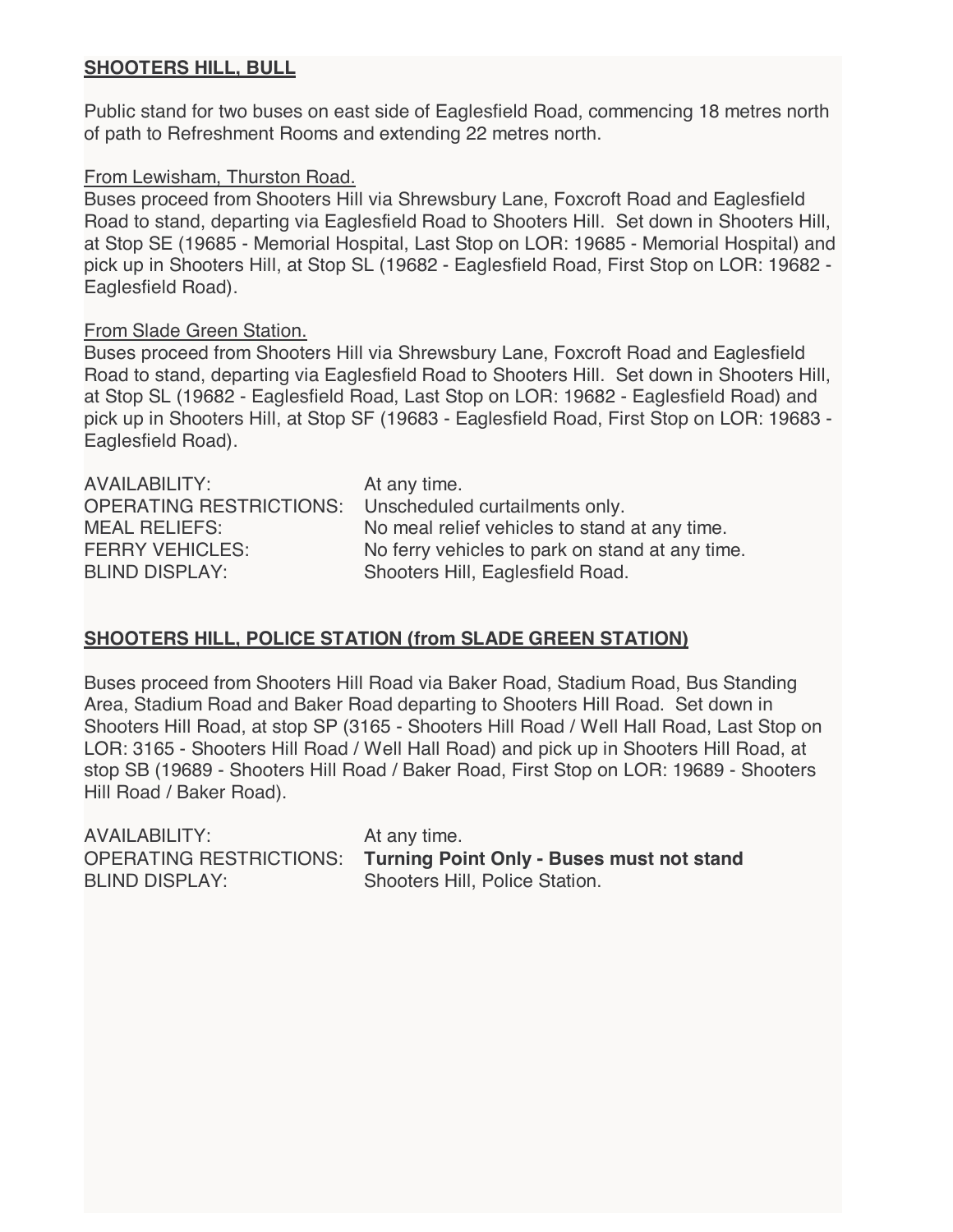**SHOOTERS HILL, BULL**

Public stand for two buses on east side of Eaglesfield Road, commencing 18 metres north of path to Refreshment Rooms and extending 22 metres north.

From Lewisham, Thurston Road.
Buses proceed from Shooters Hill via Shrewsbury Lane, Foxcroft Road and Eaglesfield Road to stand, departing via Eaglesfield Road to Shooters Hill. Set down in Shooters Hill, at Stop SE (19685 - Memorial Hospital, Last Stop on LOR: 19685 - Memorial Hospital) and pick up in Shooters Hill, at Stop SL (19682 - Eaglesfield Road, First Stop on LOR: 19682 - Eaglesfield Road).

From Slade Green Station.
Buses proceed from Shooters Hill via Shrewsbury Lane, Foxcroft Road and Eaglesfield Road to stand, departing via Eaglesfield Road to Shooters Hill. Set down in Shooters Hill, at Stop SL (19682 - Eaglesfield Road, Last Stop on LOR: 19682 - Eaglesfield Road) and pick up in Shooters Hill, at Stop SF (19683 - Eaglesfield Road, First Stop on LOR: 19683 - Eaglesfield Road).

| | |
|---|---|
| AVAILABILITY: | At any time. |
| OPERATING RESTRICTIONS: | Unscheduled curtailments only. |
| MEAL RELIEFS: | No meal relief vehicles to stand at any time. |
| FERRY VEHICLES: | No ferry vehicles to park on stand at any time. |
| BLIND DISPLAY: | Shooters Hill, Eaglesfield Road. |

**SHOOTERS HILL, POLICE STATION (from SLADE GREEN STATION)**

Buses proceed from Shooters Hill Road via Baker Road, Stadium Road, Bus Standing Area, Stadium Road and Baker Road departing to Shooters Hill Road. Set down in Shooters Hill Road, at stop SP (3165 - Shooters Hill Road / Well Hall Road, Last Stop on LOR: 3165 - Shooters Hill Road / Well Hall Road) and pick up in Shooters Hill Road, at stop SB (19689 - Shooters Hill Road / Baker Road, First Stop on LOR: 19689 - Shooters Hill Road / Baker Road).

| | |
|---|---|
| AVAILABILITY: | At any time. |
| OPERATING RESTRICTIONS: | **Turning Point Only - Buses must not stand** |
| BLIND DISPLAY: | Shooters Hill, Police Station. |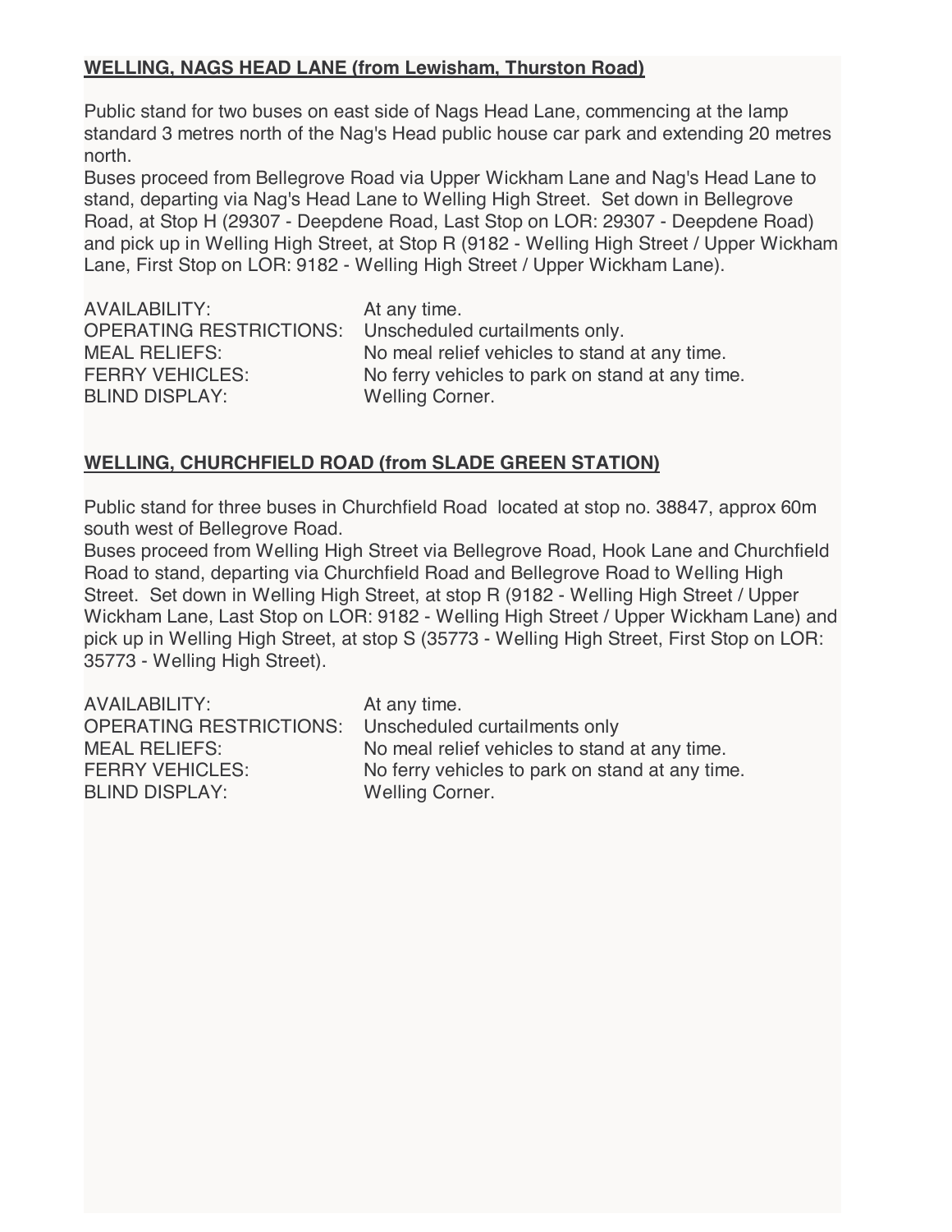**WELLING, NAGS HEAD LANE (from Lewisham, Thurston Road)**

Public stand for two buses on east side of Nags Head Lane, commencing at the lamp standard 3 metres north of the Nag's Head public house car park and extending 20 metres north.
Buses proceed from Bellegrove Road via Upper Wickham Lane and Nag's Head Lane to stand, departing via Nag's Head Lane to Welling High Street. Set down in Bellegrove Road, at Stop H (29307 - Deepdene Road, Last Stop on LOR: 29307 - Deepdene Road) and pick up in Welling High Street, at Stop R (9182 - Welling High Street / Upper Wickham Lane, First Stop on LOR: 9182 - Welling High Street / Upper Wickham Lane).

AVAILABILITY: At any time.
OPERATING RESTRICTIONS: Unscheduled curtailments only.
MEAL RELIEFS: No meal relief vehicles to stand at any time.
FERRY VEHICLES: No ferry vehicles to park on stand at any time.
BLIND DISPLAY: Welling Corner.

**WELLING, CHURCHFIELD ROAD (from SLADE GREEN STATION)**

Public stand for three buses in Churchfield Road located at stop no. 38847, approx 60m south west of Bellegrove Road.
Buses proceed from Welling High Street via Bellegrove Road, Hook Lane and Churchfield Road to stand, departing via Churchfield Road and Bellegrove Road to Welling High Street. Set down in Welling High Street, at stop R (9182 - Welling High Street / Upper Wickham Lane, Last Stop on LOR: 9182 - Welling High Street / Upper Wickham Lane) and pick up in Welling High Street, at stop S (35773 - Welling High Street, First Stop on LOR: 35773 - Welling High Street).

AVAILABILITY: At any time.
OPERATING RESTRICTIONS: Unscheduled curtailments only
MEAL RELIEFS: No meal relief vehicles to stand at any time.
FERRY VEHICLES: No ferry vehicles to park on stand at any time.
BLIND DISPLAY: Welling Corner.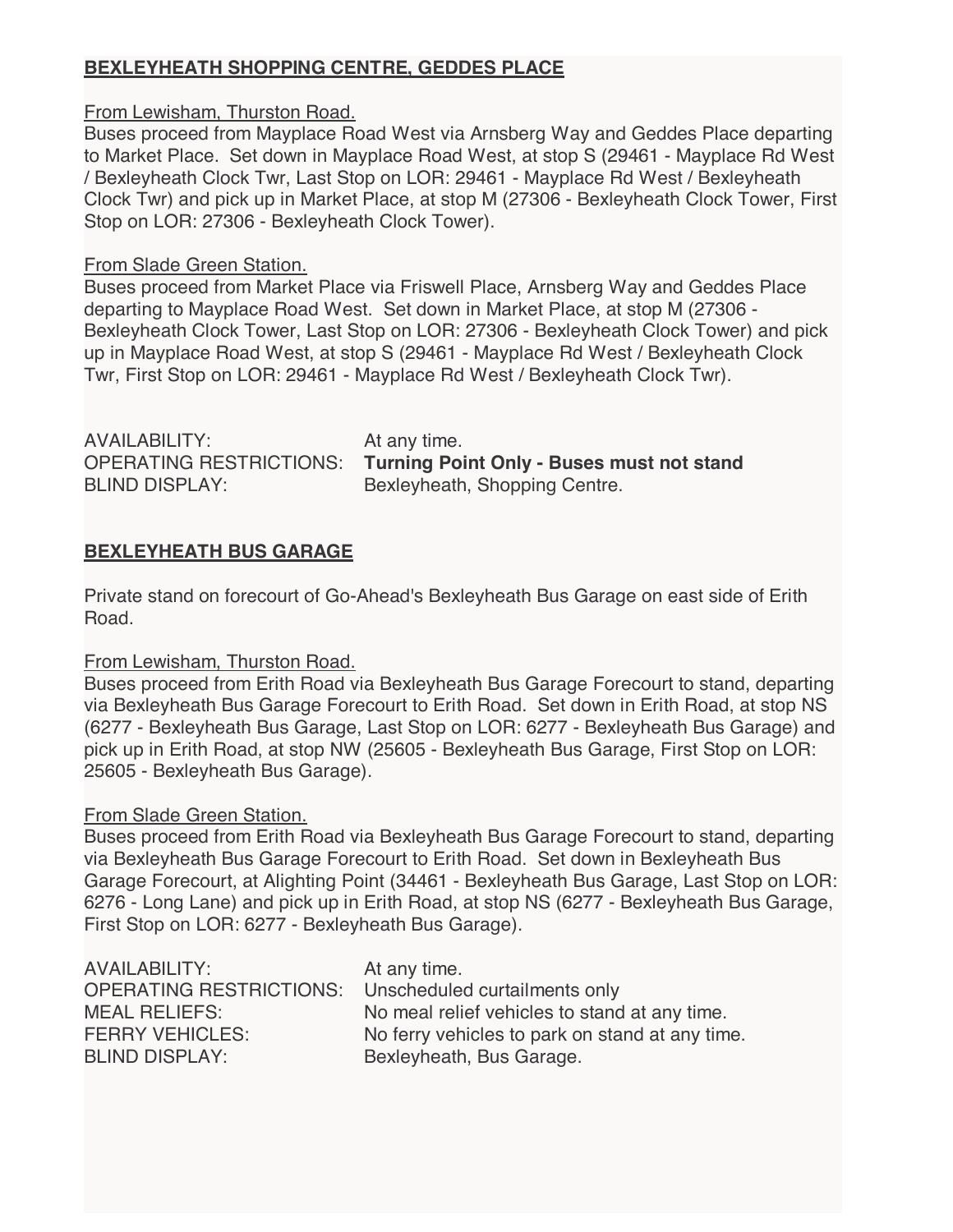**BEXLEYHEATH SHOPPING CENTRE, GEDDES PLACE**

From Lewisham, Thurston Road.
Buses proceed from Mayplace Road West via Arnsberg Way and Geddes Place departing to Market Place. Set down in Mayplace Road West, at stop S (29461 - Mayplace Rd West / Bexleyheath Clock Twr, Last Stop on LOR: 29461 - Mayplace Rd West / Bexleyheath Clock Twr) and pick up in Market Place, at stop M (27306 - Bexleyheath Clock Tower, First Stop on LOR: 27306 - Bexleyheath Clock Tower).

From Slade Green Station.
Buses proceed from Market Place via Friswell Place, Arnsberg Way and Geddes Place departing to Mayplace Road West. Set down in Market Place, at stop M (27306 - Bexleyheath Clock Tower, Last Stop on LOR: 27306 - Bexleyheath Clock Tower) and pick up in Mayplace Road West, at stop S (29461 - Mayplace Rd West / Bexleyheath Clock Twr, First Stop on LOR: 29461 - Mayplace Rd West / Bexleyheath Clock Twr).

AVAILABILITY: At any time.
OPERATING RESTRICTIONS: **Turning Point Only - Buses must not stand**
BLIND DISPLAY: Bexleyheath, Shopping Centre.

**BEXLEYHEATH BUS GARAGE**

Private stand on forecourt of Go-Ahead's Bexleyheath Bus Garage on east side of Erith Road.

From Lewisham, Thurston Road.
Buses proceed from Erith Road via Bexleyheath Bus Garage Forecourt to stand, departing via Bexleyheath Bus Garage Forecourt to Erith Road. Set down in Erith Road, at stop NS (6277 - Bexleyheath Bus Garage, Last Stop on LOR: 6277 - Bexleyheath Bus Garage) and pick up in Erith Road, at stop NW (25605 - Bexleyheath Bus Garage, First Stop on LOR: 25605 - Bexleyheath Bus Garage).

From Slade Green Station.
Buses proceed from Erith Road via Bexleyheath Bus Garage Forecourt to stand, departing via Bexleyheath Bus Garage Forecourt to Erith Road. Set down in Bexleyheath Bus Garage Forecourt, at Alighting Point (34461 - Bexleyheath Bus Garage, Last Stop on LOR: 6276 - Long Lane) and pick up in Erith Road, at stop NS (6277 - Bexleyheath Bus Garage, First Stop on LOR: 6277 - Bexleyheath Bus Garage).

AVAILABILITY: At any time.
OPERATING RESTRICTIONS: Unscheduled curtailments only
MEAL RELIEFS: No meal relief vehicles to stand at any time.
FERRY VEHICLES: No ferry vehicles to park on stand at any time.
BLIND DISPLAY: Bexleyheath, Bus Garage.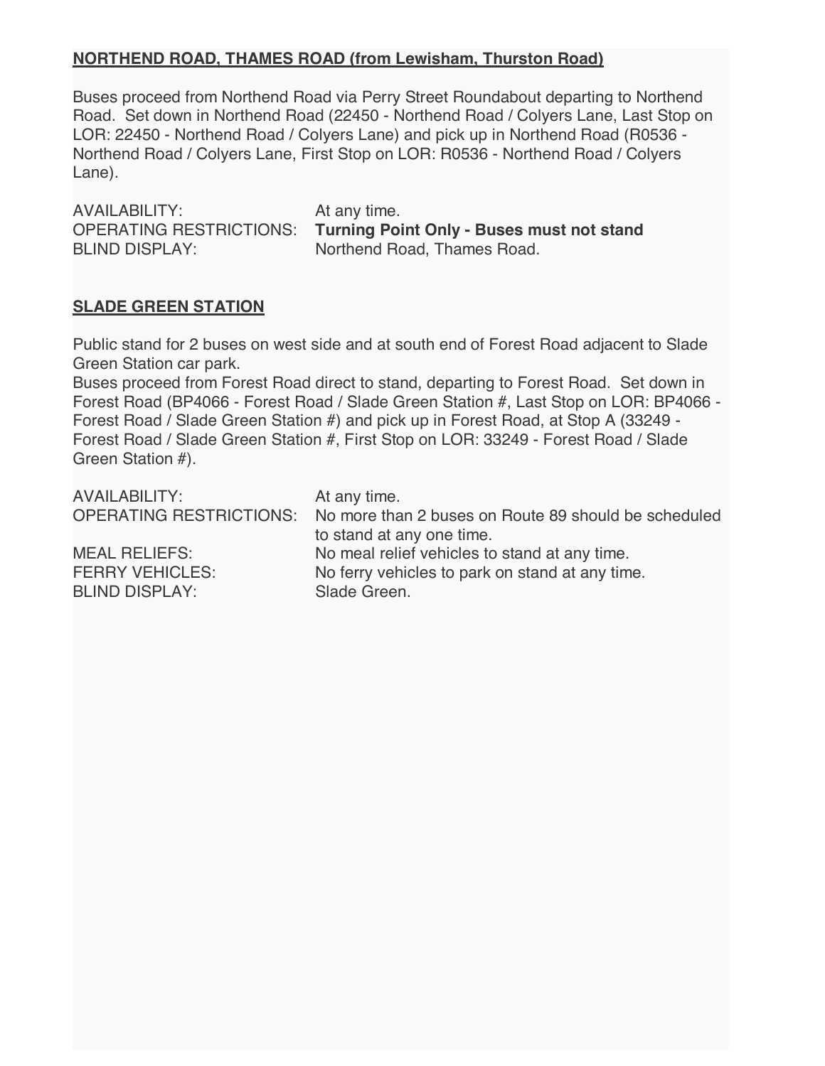**NORTHEND ROAD, THAMES ROAD (from Lewisham, Thurston Road)**

Buses proceed from Northend Road via Perry Street Roundabout departing to Northend Road. Set down in Northend Road (22450 - Northend Road / Colyers Lane, Last Stop on LOR: 22450 - Northend Road / Colyers Lane) and pick up in Northend Road (R0536 - Northend Road / Colyers Lane, First Stop on LOR: R0536 - Northend Road / Colyers Lane).

AVAILABILITY: At any time.
OPERATING RESTRICTIONS: **Turning Point Only - Buses must not stand**
BLIND DISPLAY: Northend Road, Thames Road.

**SLADE GREEN STATION**

Public stand for 2 buses on west side and at south end of Forest Road adjacent to Slade Green Station car park.
Buses proceed from Forest Road direct to stand, departing to Forest Road. Set down in Forest Road (BP4066 - Forest Road / Slade Green Station #, Last Stop on LOR: BP4066 - Forest Road / Slade Green Station #) and pick up in Forest Road, at Stop A (33249 - Forest Road / Slade Green Station #, First Stop on LOR: 33249 - Forest Road / Slade Green Station #).

AVAILABILITY: At any time.
OPERATING RESTRICTIONS: No more than 2 buses on Route 89 should be scheduled to stand at any one time.
MEAL RELIEFS: No meal relief vehicles to stand at any time.
FERRY VEHICLES: No ferry vehicles to park on stand at any time.
BLIND DISPLAY: Slade Green.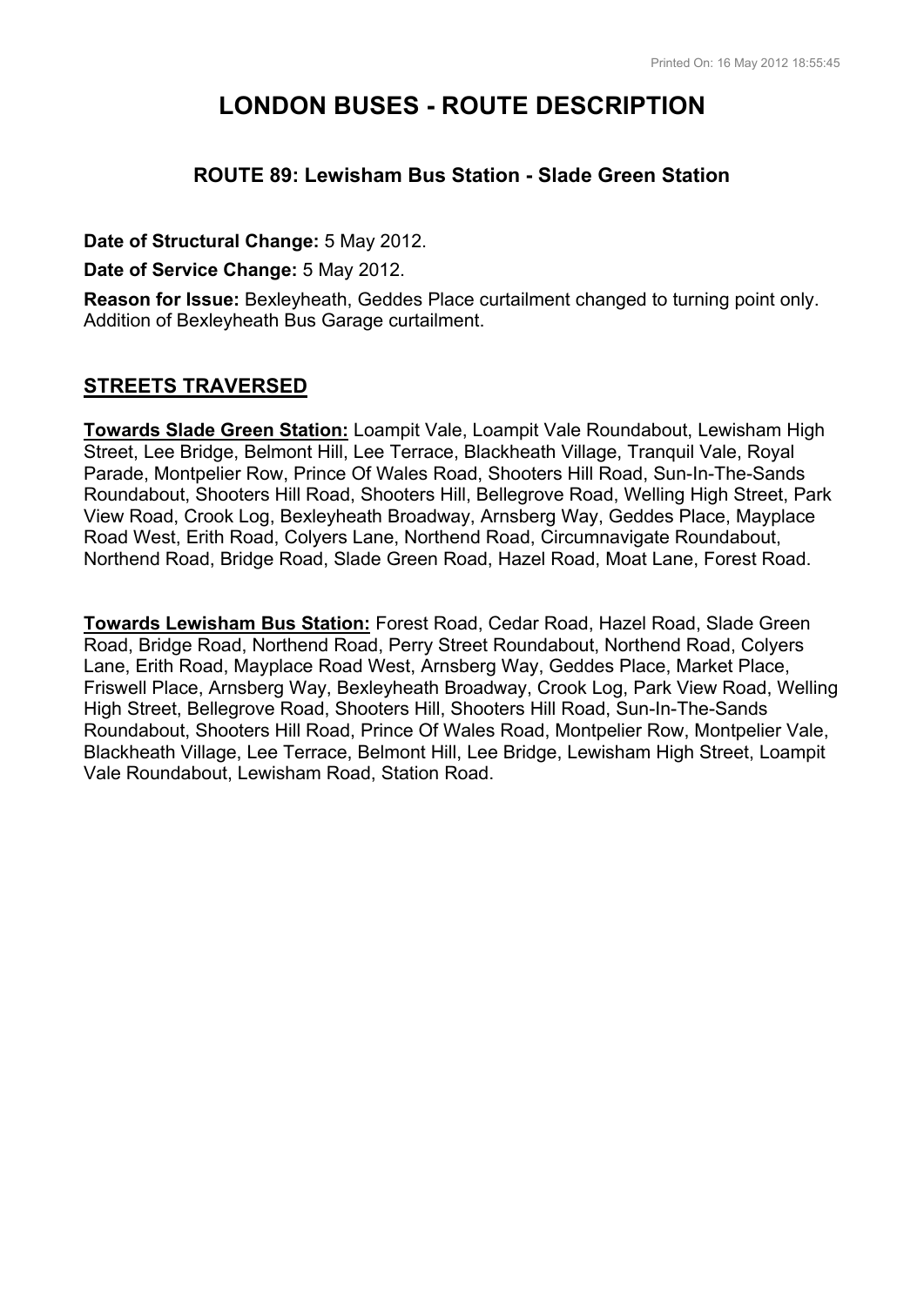# LONDON BUSES - ROUTE DESCRIPTION

### ROUTE 89: Lewisham Bus Station - Slade Green Station

**Date of Structural Change:** 5 May 2012.

**Date of Service Change:** 5 May 2012.

**Reason for Issue:** Bexleyheath, Geddes Place curtailment changed to turning point only. Addition of Bexleyheath Bus Garage curtailment.

## STREETS TRAVERSED

**Towards Slade Green Station:** Loampit Vale, Loampit Vale Roundabout, Lewisham High Street, Lee Bridge, Belmont Hill, Lee Terrace, Blackheath Village, Tranquil Vale, Royal Parade, Montpelier Row, Prince Of Wales Road, Shooters Hill Road, Sun-In-The-Sands Roundabout, Shooters Hill Road, Shooters Hill, Bellegrove Road, Welling High Street, Park View Road, Crook Log, Bexleyheath Broadway, Arnsberg Way, Geddes Place, Mayplace Road West, Erith Road, Colyers Lane, Northend Road, Circumnavigate Roundabout, Northend Road, Bridge Road, Slade Green Road, Hazel Road, Moat Lane, Forest Road.

**Towards Lewisham Bus Station:** Forest Road, Cedar Road, Hazel Road, Slade Green Road, Bridge Road, Northend Road, Perry Street Roundabout, Northend Road, Colyers Lane, Erith Road, Mayplace Road West, Arnsberg Way, Geddes Place, Market Place, Friswell Place, Arnsberg Way, Bexleyheath Broadway, Crook Log, Park View Road, Welling High Street, Bellegrove Road, Shooters Hill, Shooters Hill Road, Sun-In-The-Sands Roundabout, Shooters Hill Road, Prince Of Wales Road, Montpelier Row, Montpelier Vale, Blackheath Village, Lee Terrace, Belmont Hill, Lee Bridge, Lewisham High Street, Loampit Vale Roundabout, Lewisham Road, Station Road.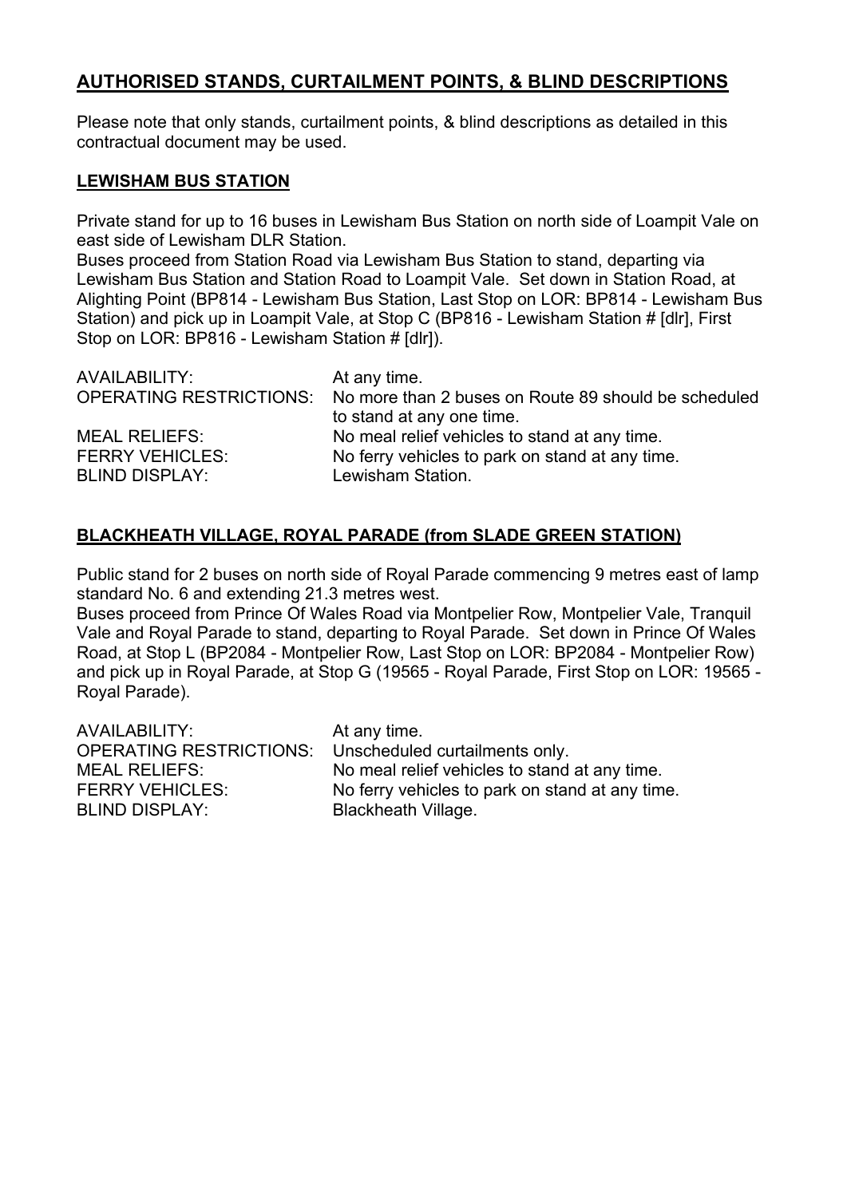## AUTHORISED STANDS, CURTAILMENT POINTS, & BLIND DESCRIPTIONS

Please note that only stands, curtailment points, & blind descriptions as detailed in this contractual document may be used.

### LEWISHAM BUS STATION

Private stand for up to 16 buses in Lewisham Bus Station on north side of Loampit Vale on east side of Lewisham DLR Station.
Buses proceed from Station Road via Lewisham Bus Station to stand, departing via Lewisham Bus Station and Station Road to Loampit Vale. Set down in Station Road, at Alighting Point (BP814 - Lewisham Bus Station, Last Stop on LOR: BP814 - Lewisham Bus Station) and pick up in Loampit Vale, at Stop C (BP816 - Lewisham Station # [dlr], First Stop on LOR: BP816 - Lewisham Station # [dlr]).

| | |
|---|---|
| AVAILABILITY: | At any time. |
| OPERATING RESTRICTIONS: | No more than 2 buses on Route 89 should be scheduled to stand at any one time. |
| MEAL RELIEFS: | No meal relief vehicles to stand at any time. |
| FERRY VEHICLES: | No ferry vehicles to park on stand at any time. |
| BLIND DISPLAY: | Lewisham Station. |

### BLACKHEATH VILLAGE, ROYAL PARADE (from SLADE GREEN STATION)

Public stand for 2 buses on north side of Royal Parade commencing 9 metres east of lamp standard No. 6 and extending 21.3 metres west.
Buses proceed from Prince Of Wales Road via Montpelier Row, Montpelier Vale, Tranquil Vale and Royal Parade to stand, departing to Royal Parade. Set down in Prince Of Wales Road, at Stop L (BP2084 - Montpelier Row, Last Stop on LOR: BP2084 - Montpelier Row) and pick up in Royal Parade, at Stop G (19565 - Royal Parade, First Stop on LOR: 19565 - Royal Parade).

| | |
|---|---|
| AVAILABILITY: | At any time. |
| OPERATING RESTRICTIONS: | Unscheduled curtailments only. |
| MEAL RELIEFS: | No meal relief vehicles to stand at any time. |
| FERRY VEHICLES: | No ferry vehicles to park on stand at any time. |
| BLIND DISPLAY: | Blackheath Village. |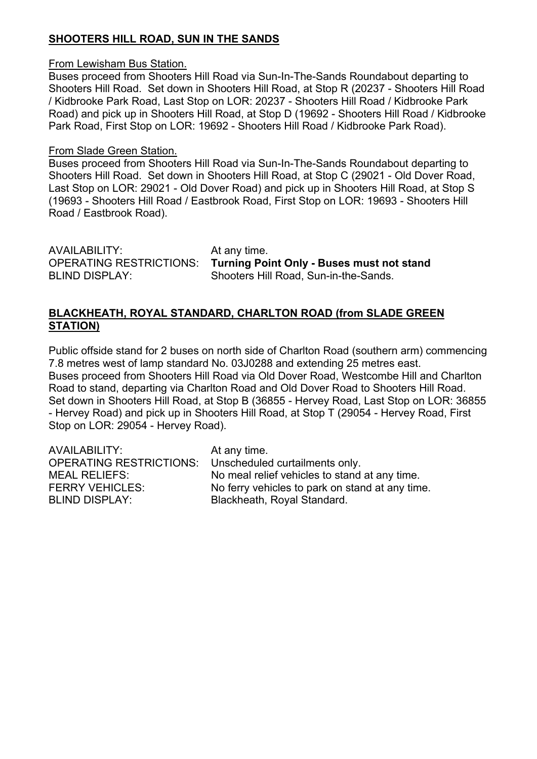## SHOOTERS HILL ROAD, SUN IN THE SANDS

From Lewisham Bus Station.

Buses proceed from Shooters Hill Road via Sun-In-The-Sands Roundabout departing to Shooters Hill Road. Set down in Shooters Hill Road, at Stop R (20237 - Shooters Hill Road / Kidbrooke Park Road, Last Stop on LOR: 20237 - Shooters Hill Road / Kidbrooke Park Road) and pick up in Shooters Hill Road, at Stop D (19692 - Shooters Hill Road / Kidbrooke Park Road, First Stop on LOR: 19692 - Shooters Hill Road / Kidbrooke Park Road).

From Slade Green Station.

Buses proceed from Shooters Hill Road via Sun-In-The-Sands Roundabout departing to Shooters Hill Road. Set down in Shooters Hill Road, at Stop C (29021 - Old Dover Road, Last Stop on LOR: 29021 - Old Dover Road) and pick up in Shooters Hill Road, at Stop S (19693 - Shooters Hill Road / Eastbrook Road, First Stop on LOR: 19693 - Shooters Hill Road / Eastbrook Road).

AVAILABILITY: At any time.
OPERATING RESTRICTIONS: **Turning Point Only - Buses must not stand**
BLIND DISPLAY: Shooters Hill Road, Sun-in-the-Sands.

## BLACKHEATH, ROYAL STANDARD, CHARLTON ROAD (from SLADE GREEN STATION)

Public offside stand for 2 buses on north side of Charlton Road (southern arm) commencing 7.8 metres west of lamp standard No. 03J0288 and extending 25 metres east.
Buses proceed from Shooters Hill Road via Old Dover Road, Westcombe Hill and Charlton Road to stand, departing via Charlton Road and Old Dover Road to Shooters Hill Road. Set down in Shooters Hill Road, at Stop B (36855 - Hervey Road, Last Stop on LOR: 36855 - Hervey Road) and pick up in Shooters Hill Road, at Stop T (29054 - Hervey Road, First Stop on LOR: 29054 - Hervey Road).

AVAILABILITY: At any time.
OPERATING RESTRICTIONS: Unscheduled curtailments only.
MEAL RELIEFS: No meal relief vehicles to stand at any time.
FERRY VEHICLES: No ferry vehicles to park on stand at any time.
BLIND DISPLAY: Blackheath, Royal Standard.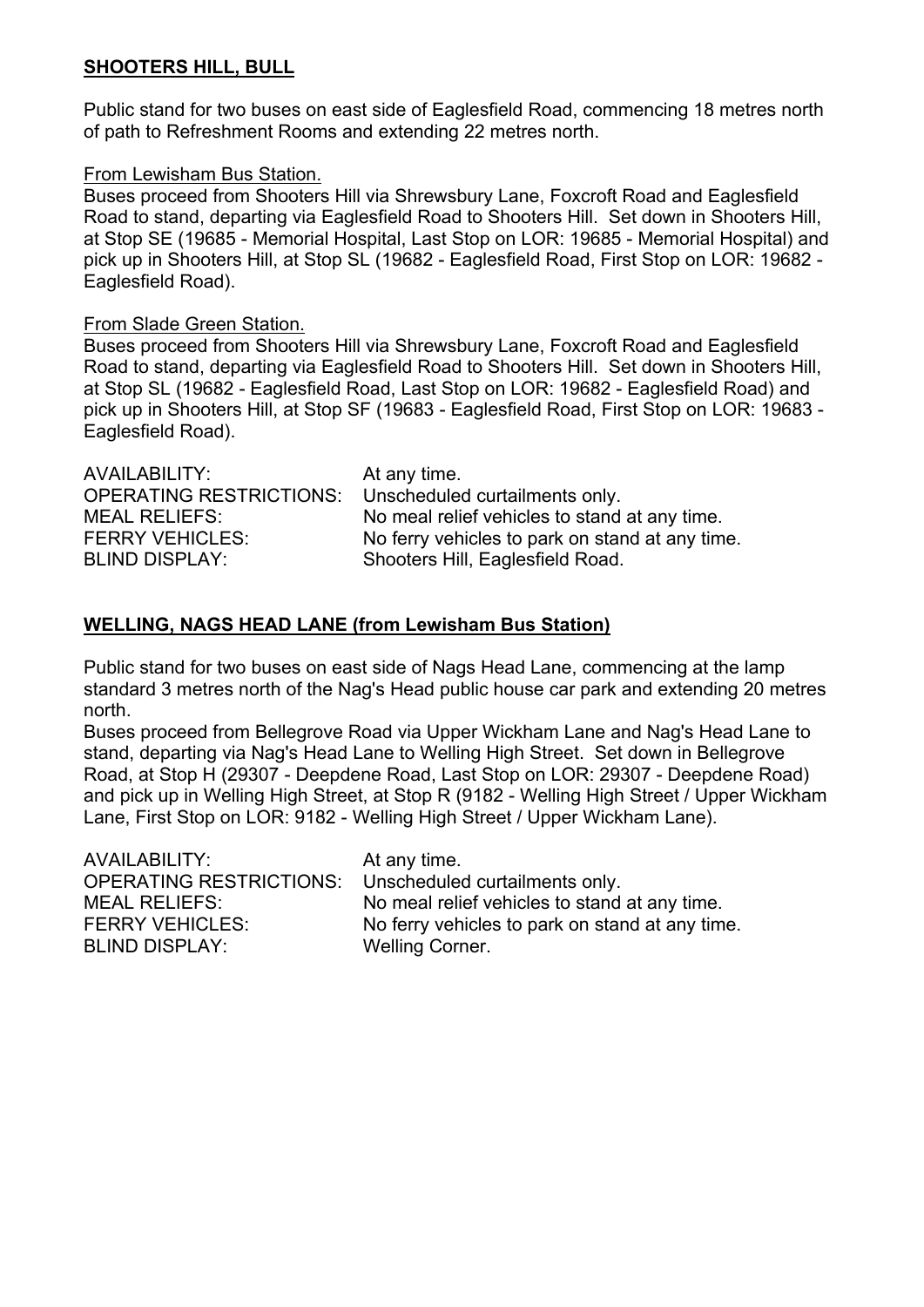## SHOOTERS HILL, BULL

Public stand for two buses on east side of Eaglesfield Road, commencing 18 metres north of path to Refreshment Rooms and extending 22 metres north.

From Lewisham Bus Station.

Buses proceed from Shooters Hill via Shrewsbury Lane, Foxcroft Road and Eaglesfield Road to stand, departing via Eaglesfield Road to Shooters Hill. Set down in Shooters Hill, at Stop SE (19685 - Memorial Hospital, Last Stop on LOR: 19685 - Memorial Hospital) and pick up in Shooters Hill, at Stop SL (19682 - Eaglesfield Road, First Stop on LOR: 19682 - Eaglesfield Road).

From Slade Green Station.

Buses proceed from Shooters Hill via Shrewsbury Lane, Foxcroft Road and Eaglesfield Road to stand, departing via Eaglesfield Road to Shooters Hill. Set down in Shooters Hill, at Stop SL (19682 - Eaglesfield Road, Last Stop on LOR: 19682 - Eaglesfield Road) and pick up in Shooters Hill, at Stop SF (19683 - Eaglesfield Road, First Stop on LOR: 19683 - Eaglesfield Road).

AVAILABILITY: At any time.
OPERATING RESTRICTIONS: Unscheduled curtailments only.
MEAL RELIEFS: No meal relief vehicles to stand at any time.
FERRY VEHICLES: No ferry vehicles to park on stand at any time.
BLIND DISPLAY: Shooters Hill, Eaglesfield Road.

## WELLING, NAGS HEAD LANE (from Lewisham Bus Station)

Public stand for two buses on east side of Nags Head Lane, commencing at the lamp standard 3 metres north of the Nag's Head public house car park and extending 20 metres north.
Buses proceed from Bellegrove Road via Upper Wickham Lane and Nag's Head Lane to stand, departing via Nag's Head Lane to Welling High Street. Set down in Bellegrove Road, at Stop H (29307 - Deepdene Road, Last Stop on LOR: 29307 - Deepdene Road) and pick up in Welling High Street, at Stop R (9182 - Welling High Street / Upper Wickham Lane, First Stop on LOR: 9182 - Welling High Street / Upper Wickham Lane).

AVAILABILITY: At any time.
OPERATING RESTRICTIONS: Unscheduled curtailments only.
MEAL RELIEFS: No meal relief vehicles to stand at any time.
FERRY VEHICLES: No ferry vehicles to park on stand at any time.
BLIND DISPLAY: Welling Corner.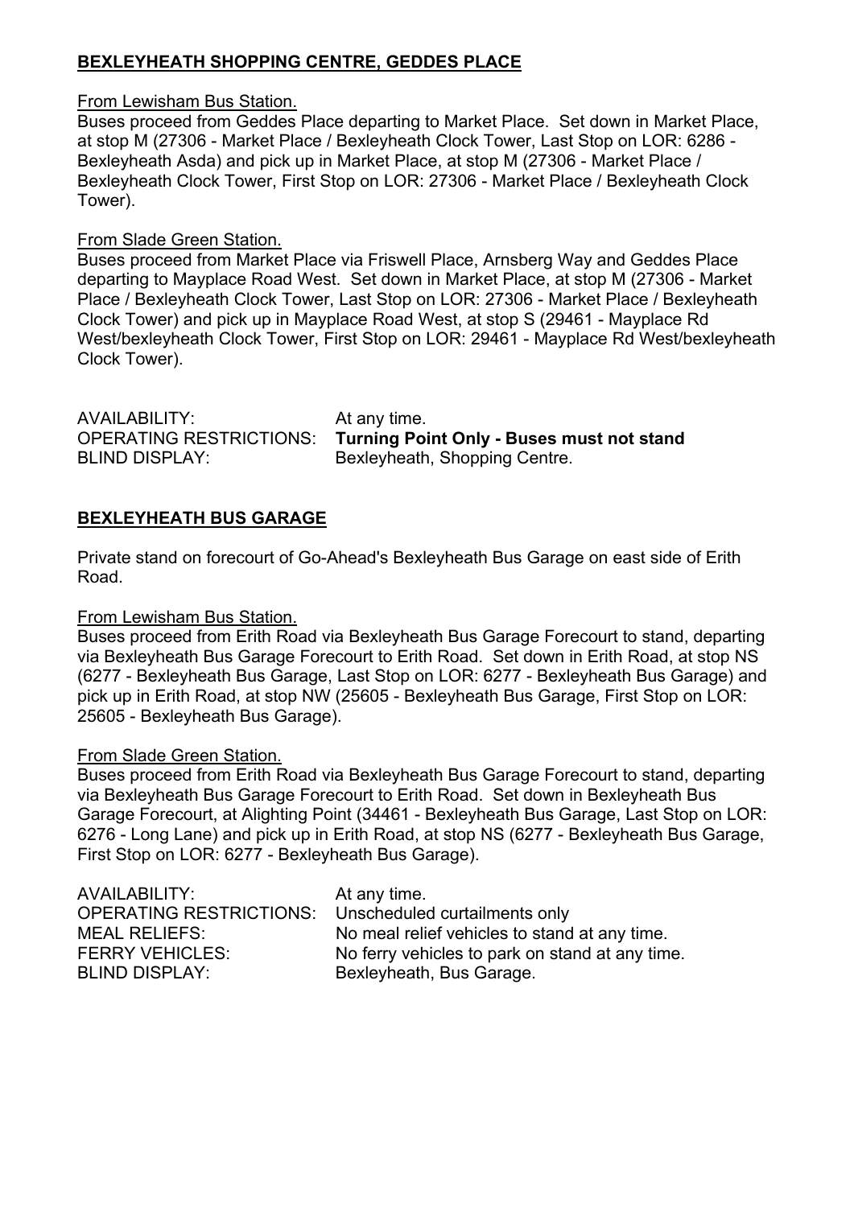## BEXLEYHEATH SHOPPING CENTRE, GEDDES PLACE

From Lewisham Bus Station.

Buses proceed from Geddes Place departing to Market Place. Set down in Market Place, at stop M (27306 - Market Place / Bexleyheath Clock Tower, Last Stop on LOR: 6286 - Bexleyheath Asda) and pick up in Market Place, at stop M (27306 - Market Place / Bexleyheath Clock Tower, First Stop on LOR: 27306 - Market Place / Bexleyheath Clock Tower).

From Slade Green Station.

Buses proceed from Market Place via Friswell Place, Arnsberg Way and Geddes Place departing to Mayplace Road West. Set down in Market Place, at stop M (27306 - Market Place / Bexleyheath Clock Tower, Last Stop on LOR: 27306 - Market Place / Bexleyheath Clock Tower) and pick up in Mayplace Road West, at stop S (29461 - Mayplace Rd West/bexleyheath Clock Tower, First Stop on LOR: 29461 - Mayplace Rd West/bexleyheath Clock Tower).

AVAILABILITY: At any time.
OPERATING RESTRICTIONS: **Turning Point Only - Buses must not stand**
BLIND DISPLAY: Bexleyheath, Shopping Centre.

## BEXLEYHEATH BUS GARAGE

Private stand on forecourt of Go-Ahead's Bexleyheath Bus Garage on east side of Erith Road.

From Lewisham Bus Station.

Buses proceed from Erith Road via Bexleyheath Bus Garage Forecourt to stand, departing via Bexleyheath Bus Garage Forecourt to Erith Road. Set down in Erith Road, at stop NS (6277 - Bexleyheath Bus Garage, Last Stop on LOR: 6277 - Bexleyheath Bus Garage) and pick up in Erith Road, at stop NW (25605 - Bexleyheath Bus Garage, First Stop on LOR: 25605 - Bexleyheath Bus Garage).

From Slade Green Station.

Buses proceed from Erith Road via Bexleyheath Bus Garage Forecourt to stand, departing via Bexleyheath Bus Garage Forecourt to Erith Road. Set down in Bexleyheath Bus Garage Forecourt, at Alighting Point (34461 - Bexleyheath Bus Garage, Last Stop on LOR: 6276 - Long Lane) and pick up in Erith Road, at stop NS (6277 - Bexleyheath Bus Garage, First Stop on LOR: 6277 - Bexleyheath Bus Garage).

AVAILABILITY: At any time.
OPERATING RESTRICTIONS: Unscheduled curtailments only
MEAL RELIEFS: No meal relief vehicles to stand at any time.
FERRY VEHICLES: No ferry vehicles to park on stand at any time.
BLIND DISPLAY: Bexleyheath, Bus Garage.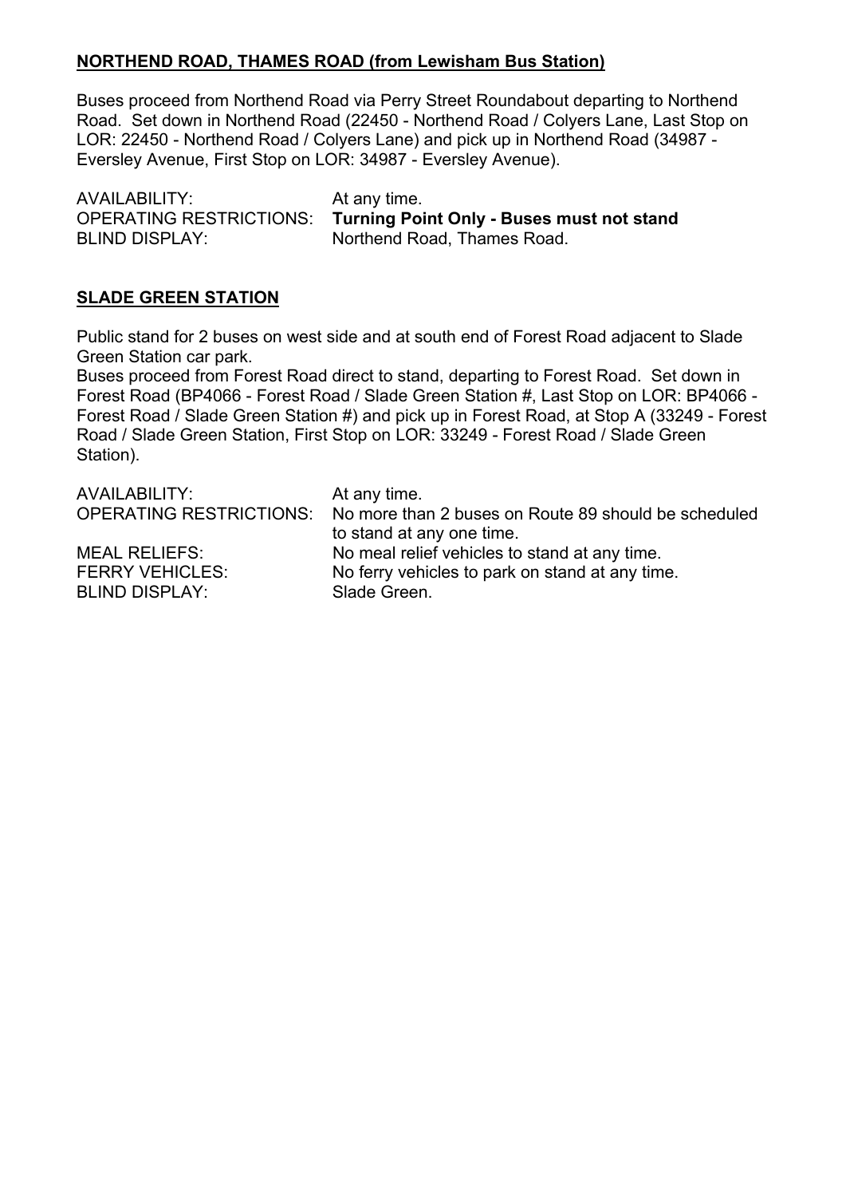## NORTHEND ROAD, THAMES ROAD (from Lewisham Bus Station)

Buses proceed from Northend Road via Perry Street Roundabout departing to Northend Road. Set down in Northend Road (22450 - Northend Road / Colyers Lane, Last Stop on LOR: 22450 - Northend Road / Colyers Lane) and pick up in Northend Road (34987 - Eversley Avenue, First Stop on LOR: 34987 - Eversley Avenue).

| | |
|---|---|
| AVAILABILITY: | At any time. |
| OPERATING RESTRICTIONS: | **Turning Point Only - Buses must not stand** |
| BLIND DISPLAY: | Northend Road, Thames Road. |

## SLADE GREEN STATION

Public stand for 2 buses on west side and at south end of Forest Road adjacent to Slade Green Station car park.

Buses proceed from Forest Road direct to stand, departing to Forest Road. Set down in Forest Road (BP4066 - Forest Road / Slade Green Station #, Last Stop on LOR: BP4066 - Forest Road / Slade Green Station #) and pick up in Forest Road, at Stop A (33249 - Forest Road / Slade Green Station, First Stop on LOR: 33249 - Forest Road / Slade Green Station).

| | |
|---|---|
| AVAILABILITY: | At any time. |
| OPERATING RESTRICTIONS: | No more than 2 buses on Route 89 should be scheduled to stand at any one time. |
| MEAL RELIEFS: | No meal relief vehicles to stand at any time. |
| FERRY VEHICLES: | No ferry vehicles to park on stand at any time. |
| BLIND DISPLAY: | Slade Green. |